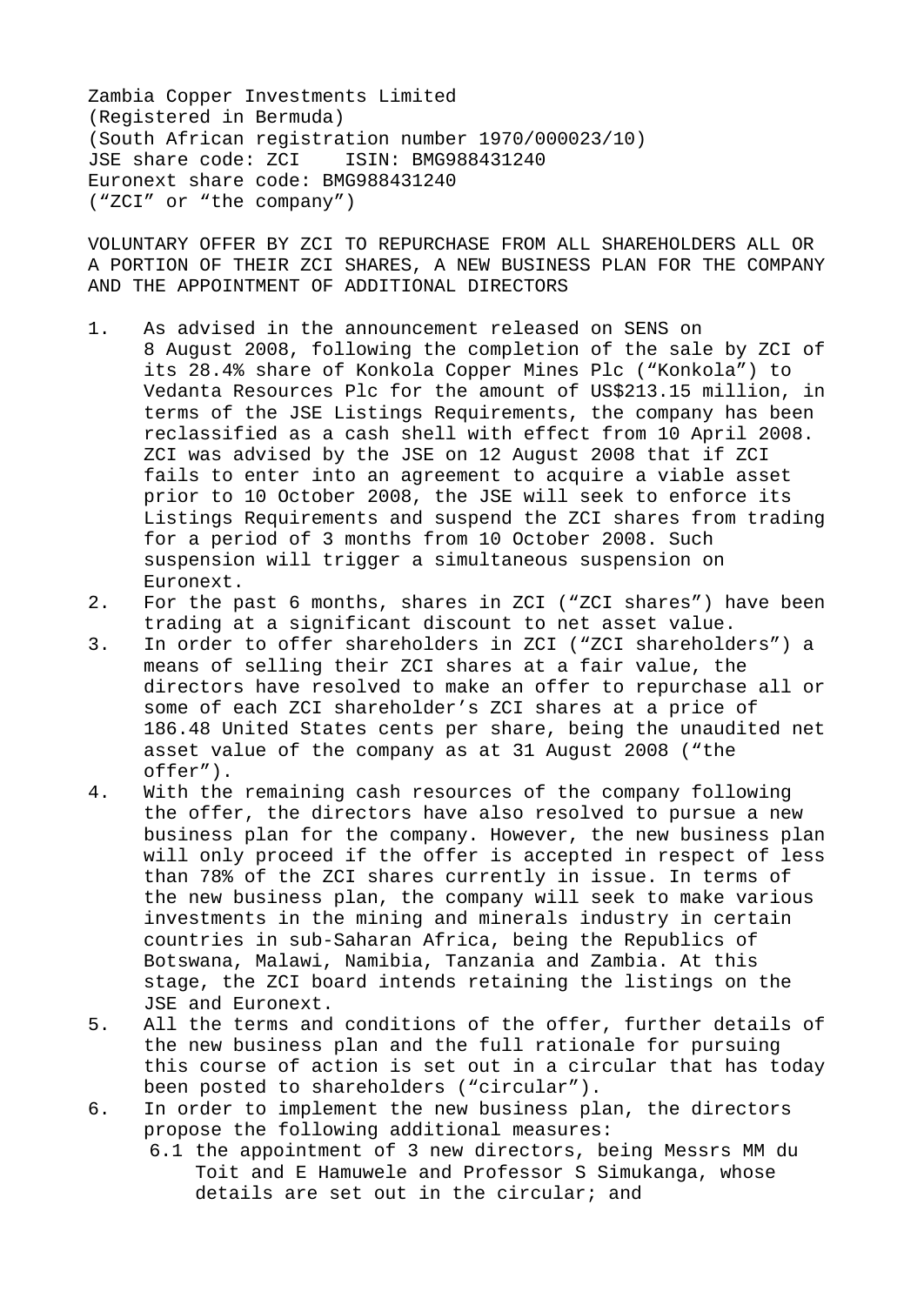Zambia Copper Investments Limited
(Registered in Bermuda)
(South African registration number 1970/000023/10)
JSE share code: ZCI ISIN: BMG988431240
Euronext share code: BMG988431240
("ZCI" or "the company")

**VOLUNTARY OFFER BY ZCI TO REPURCHASE FROM ALL SHAREHOLDERS ALL OR A PORTION OF THEIR ZCI SHARES, A NEW BUSINESS PLAN FOR THE COMPANY AND THE APPOINTMENT OF ADDITIONAL DIRECTORS**

1. As advised in the announcement released on SENS on 8 August 2008, following the completion of the sale by ZCI of its 28.4% share of Konkola Copper Mines Plc ("Konkola") to Vedanta Resources Plc for the amount of US$213.15 million, in terms of the JSE Listings Requirements, the company has been reclassified as a cash shell with effect from 10 April 2008. ZCI was advised by the JSE on 12 August 2008 that if ZCI fails to enter into an agreement to acquire a viable asset prior to 10 October 2008, the JSE will seek to enforce its Listings Requirements and suspend the ZCI shares from trading for a period of 3 months from 10 October 2008. Such suspension will trigger a simultaneous suspension on Euronext.
2. For the past 6 months, shares in ZCI ("ZCI shares") have been trading at a significant discount to net asset value.
3. In order to offer shareholders in ZCI ("ZCI shareholders") a means of selling their ZCI shares at a fair value, the directors have resolved to make an offer to repurchase all or some of each ZCI shareholder's ZCI shares at a price of 186.48 United States cents per share, being the unaudited net asset value of the company as at 31 August 2008 ("the offer").
4. With the remaining cash resources of the company following the offer, the directors have also resolved to pursue a new business plan for the company. However, the new business plan will only proceed if the offer is accepted in respect of less than 78% of the ZCI shares currently in issue. In terms of the new business plan, the company will seek to make various investments in the mining and minerals industry in certain countries in sub-Saharan Africa, being the Republics of Botswana, Malawi, Namibia, Tanzania and Zambia. At this stage, the ZCI board intends retaining the listings on the JSE and Euronext.
5. All the terms and conditions of the offer, further details of the new business plan and the full rationale for pursuing this course of action is set out in a circular that has today been posted to shareholders ("circular").
6. In order to implement the new business plan, the directors propose the following additional measures:
   6.1 the appointment of 3 new directors, being Messrs MM du Toit and E Hamuwele and Professor S Simukanga, whose details are set out in the circular; and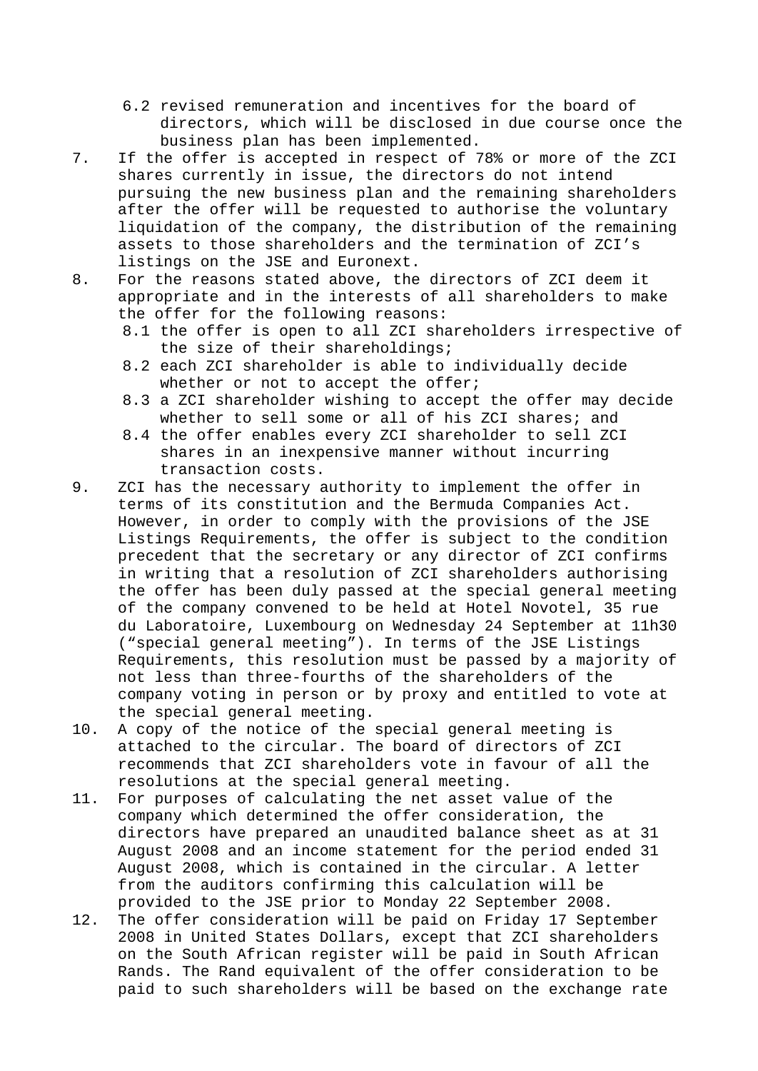6.2 revised remuneration and incentives for the board of directors, which will be disclosed in due course once the business plan has been implemented.

7. If the offer is accepted in respect of 78% or more of the ZCI shares currently in issue, the directors do not intend pursuing the new business plan and the remaining shareholders after the offer will be requested to authorise the voluntary liquidation of the company, the distribution of the remaining assets to those shareholders and the termination of ZCI's listings on the JSE and Euronext.

8. For the reasons stated above, the directors of ZCI deem it appropriate and in the interests of all shareholders to make the offer for the following reasons:
   8.1 the offer is open to all ZCI shareholders irrespective of the size of their shareholdings;
   8.2 each ZCI shareholder is able to individually decide whether or not to accept the offer;
   8.3 a ZCI shareholder wishing to accept the offer may decide whether to sell some or all of his ZCI shares; and
   8.4 the offer enables every ZCI shareholder to sell ZCI shares in an inexpensive manner without incurring transaction costs.

9. ZCI has the necessary authority to implement the offer in terms of its constitution and the Bermuda Companies Act. However, in order to comply with the provisions of the JSE Listings Requirements, the offer is subject to the condition precedent that the secretary or any director of ZCI confirms in writing that a resolution of ZCI shareholders authorising the offer has been duly passed at the special general meeting of the company convened to be held at Hotel Novotel, 35 rue du Laboratoire, Luxembourg on Wednesday 24 September at 11h30 ("special general meeting"). In terms of the JSE Listings Requirements, this resolution must be passed by a majority of not less than three-fourths of the shareholders of the company voting in person or by proxy and entitled to vote at the special general meeting.

10. A copy of the notice of the special general meeting is attached to the circular. The board of directors of ZCI recommends that ZCI shareholders vote in favour of all the resolutions at the special general meeting.

11. For purposes of calculating the net asset value of the company which determined the offer consideration, the directors have prepared an unaudited balance sheet as at 31 August 2008 and an income statement for the period ended 31 August 2008, which is contained in the circular. A letter from the auditors confirming this calculation will be provided to the JSE prior to Monday 22 September 2008.

12. The offer consideration will be paid on Friday 17 September 2008 in United States Dollars, except that ZCI shareholders on the South African register will be paid in South African Rands. The Rand equivalent of the offer consideration to be paid to such shareholders will be based on the exchange rate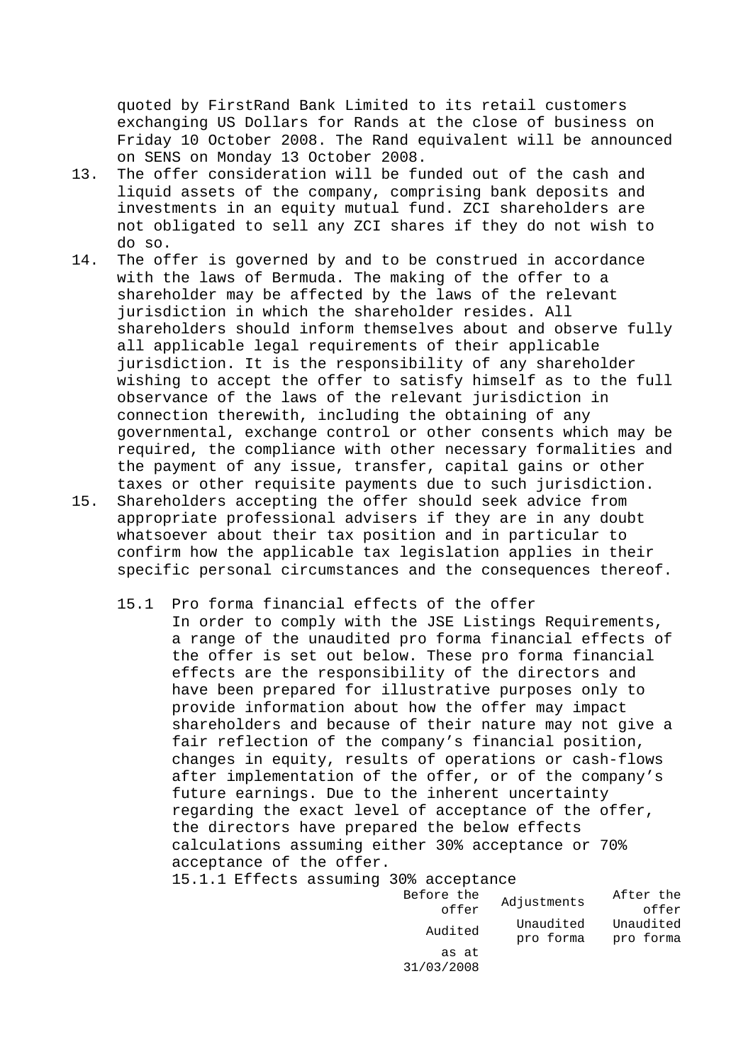quoted by FirstRand Bank Limited to its retail customers exchanging US Dollars for Rands at the close of business on Friday 10 October 2008. The Rand equivalent will be announced on SENS on Monday 13 October 2008.

13. The offer consideration will be funded out of the cash and liquid assets of the company, comprising bank deposits and investments in an equity mutual fund. ZCI shareholders are not obligated to sell any ZCI shares if they do not wish to do so.
14. The offer is governed by and to be construed in accordance with the laws of Bermuda. The making of the offer to a shareholder may be affected by the laws of the relevant jurisdiction in which the shareholder resides. All shareholders should inform themselves about and observe fully all applicable legal requirements of their applicable jurisdiction. It is the responsibility of any shareholder wishing to accept the offer to satisfy himself as to the full observance of the laws of the relevant jurisdiction in connection therewith, including the obtaining of any governmental, exchange control or other consents which may be required, the compliance with other necessary formalities and the payment of any issue, transfer, capital gains or other taxes or other requisite payments due to such jurisdiction.
15. Shareholders accepting the offer should seek advice from appropriate professional advisers if they are in any doubt whatsoever about their tax position and in particular to confirm how the applicable tax legislation applies in their specific personal circumstances and the consequences thereof.

15.1 Pro forma financial effects of the offer

In order to comply with the JSE Listings Requirements, a range of the unaudited pro forma financial effects of the offer is set out below. These pro forma financial effects are the responsibility of the directors and have been prepared for illustrative purposes only to provide information about how the offer may impact shareholders and because of their nature may not give a fair reflection of the company's financial position, changes in equity, results of operations or cash-flows after implementation of the offer, or of the company's future earnings. Due to the inherent uncertainty regarding the exact level of acceptance of the offer, the directors have prepared the below effects calculations assuming either 30% acceptance or 70% acceptance of the offer.

15.1.1 Effects assuming 30% acceptance

| | Before the offer | Adjustments | After the offer |
|---|---|---|---|
| | Audited as at 31/03/2008 | Unaudited pro forma | Unaudited pro forma |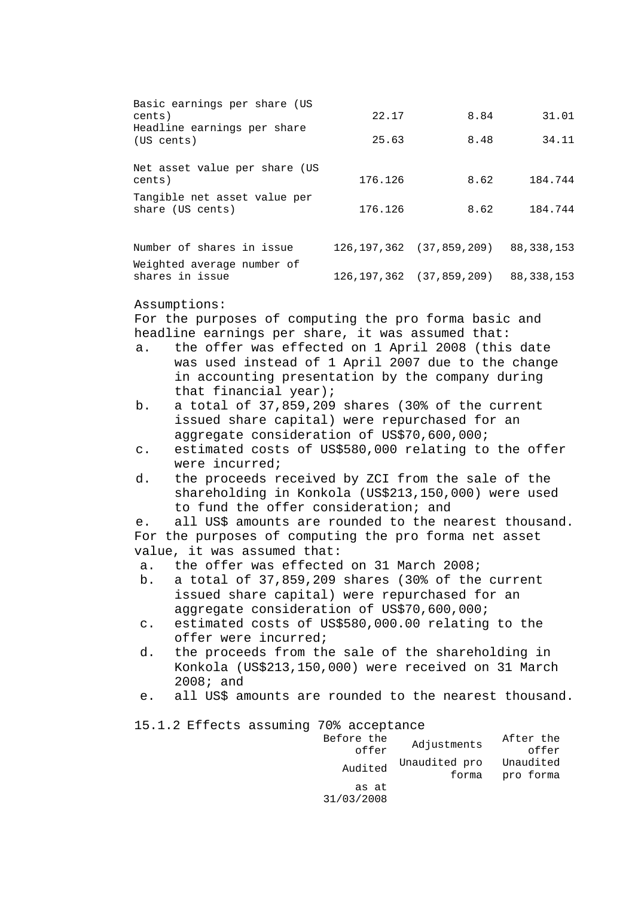| | | | |
|---|---|---|---|
| Basic earnings per share (US cents) | 22.17 | 8.84 | 31.01 |
| Headline earnings per share (US cents) | 25.63 | 8.48 | 34.11 |
| Net asset value per share (US cents) | 176.126 | 8.62 | 184.744 |
| Tangible net asset value per share (US cents) | 176.126 | 8.62 | 184.744 |
| Number of shares in issue | 126,197,362 | (37,859,209) | 88,338,153 |
| Weighted average number of shares in issue | 126,197,362 | (37,859,209) | 88,338,153 |

Assumptions:

For the purposes of computing the pro forma basic and headline earnings per share, it was assumed that:

a. the offer was effected on 1 April 2008 (this date was used instead of 1 April 2007 due to the change in accounting presentation by the company during that financial year);
b. a total of 37,859,209 shares (30% of the current issued share capital) were repurchased for an aggregate consideration of US$70,600,000;
c. estimated costs of US$580,000 relating to the offer were incurred;
d. the proceeds received by ZCI from the sale of the shareholding in Konkola (US$213,150,000) were used to fund the offer consideration; and
e. all US$ amounts are rounded to the nearest thousand.

For the purposes of computing the pro forma net asset value, it was assumed that:

a. the offer was effected on 31 March 2008;
b. a total of 37,859,209 shares (30% of the current issued share capital) were repurchased for an aggregate consideration of US$70,600,000;
c. estimated costs of US$580,000.00 relating to the offer were incurred;
d. the proceeds from the sale of the shareholding in Konkola (US$213,150,000) were received on 31 March 2008; and
e. all US$ amounts are rounded to the nearest thousand.

15.1.2 Effects assuming 70% acceptance

| | Before the offer | Adjustments | After the offer |
|---|---|---|---|
| | Audited | Unaudited pro forma | Unaudited pro forma |
| | as at 31/03/2008 | | |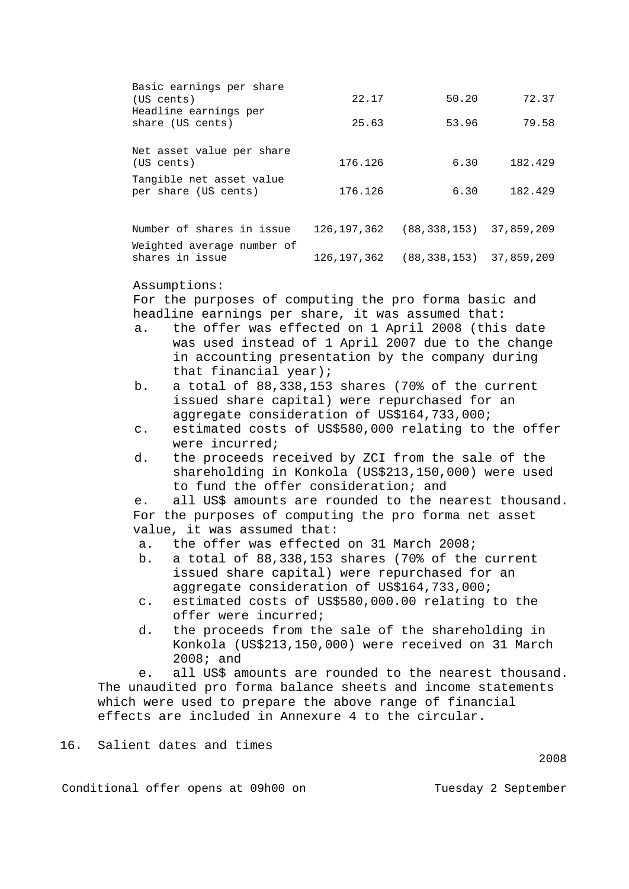| | | | |
|---|---|---|---|
| Basic earnings per share (US cents) | 22.17 | 50.20 | 72.37 |
| Headline earnings per share (US cents) | 25.63 | 53.96 | 79.58 |
| Net asset value per share (US cents) | 176.126 | 6.30 | 182.429 |
| Tangible net asset value per share (US cents) | 176.126 | 6.30 | 182.429 |
| Number of shares in issue | 126,197,362 | (88,338,153) | 37,859,209 |
| Weighted average number of shares in issue | 126,197,362 | (88,338,153) | 37,859,209 |

Assumptions:

For the purposes of computing the pro forma basic and headline earnings per share, it was assumed that:

a. the offer was effected on 1 April 2008 (this date was used instead of 1 April 2007 due to the change in accounting presentation by the company during that financial year);
b. a total of 88,338,153 shares (70% of the current issued share capital) were repurchased for an aggregate consideration of US$164,733,000;
c. estimated costs of US$580,000 relating to the offer were incurred;
d. the proceeds received by ZCI from the sale of the shareholding in Konkola (US$213,150,000) were used to fund the offer consideration; and
e. all US$ amounts are rounded to the nearest thousand.

For the purposes of computing the pro forma net asset value, it was assumed that:

a. the offer was effected on 31 March 2008;
b. a total of 88,338,153 shares (70% of the current issued share capital) were repurchased for an aggregate consideration of US$164,733,000;
c. estimated costs of US$580,000.00 relating to the offer were incurred;
d. the proceeds from the sale of the shareholding in Konkola (US$213,150,000) were received on 31 March 2008; and
e. all US$ amounts are rounded to the nearest thousand.

The unaudited pro forma balance sheets and income statements which were used to prepare the above range of financial effects are included in Annexure 4 to the circular.

16. Salient dates and times

| | 2008 |
|---|---|
| Conditional offer opens at 09h00 on | Tuesday 2 September |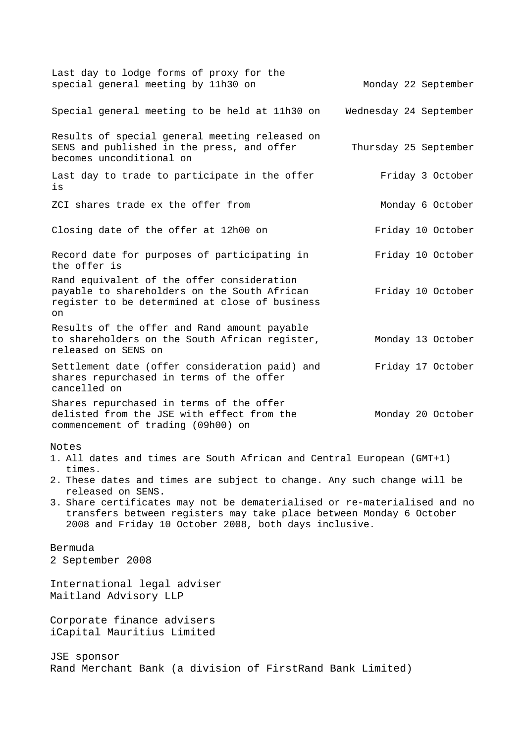| | |
|---|---|
| Last day to lodge forms of proxy for the special general meeting by 11h30 on | Monday 22 September |
| Special general meeting to be held at 11h30 on | Wednesday 24 September |
| Results of special general meeting released on SENS and published in the press, and offer becomes unconditional on | Thursday 25 September |
| Last day to trade to participate in the offer is | Friday 3 October |
| ZCI shares trade ex the offer from | Monday 6 October |
| Closing date of the offer at 12h00 on | Friday 10 October |
| Record date for purposes of participating in the offer is | Friday 10 October |
| Rand equivalent of the offer consideration payable to shareholders on the South African register to be determined at close of business on | Friday 10 October |
| Results of the offer and Rand amount payable to shareholders on the South African register, released on SENS on | Monday 13 October |
| Settlement date (offer consideration paid) and shares repurchased in terms of the offer cancelled on | Friday 17 October |
| Shares repurchased in terms of the offer delisted from the JSE with effect from the commencement of trading (09h00) on | Monday 20 October |

Notes

1. All dates and times are South African and Central European (GMT+1) times.
2. These dates and times are subject to change. Any such change will be released on SENS.
3. Share certificates may not be dematerialised or re-materialised and no transfers between registers may take place between Monday 6 October 2008 and Friday 10 October 2008, both days inclusive.

Bermuda
2 September 2008

International legal adviser
Maitland Advisory LLP

Corporate finance advisers
iCapital Mauritius Limited

JSE sponsor
Rand Merchant Bank (a division of FirstRand Bank Limited)